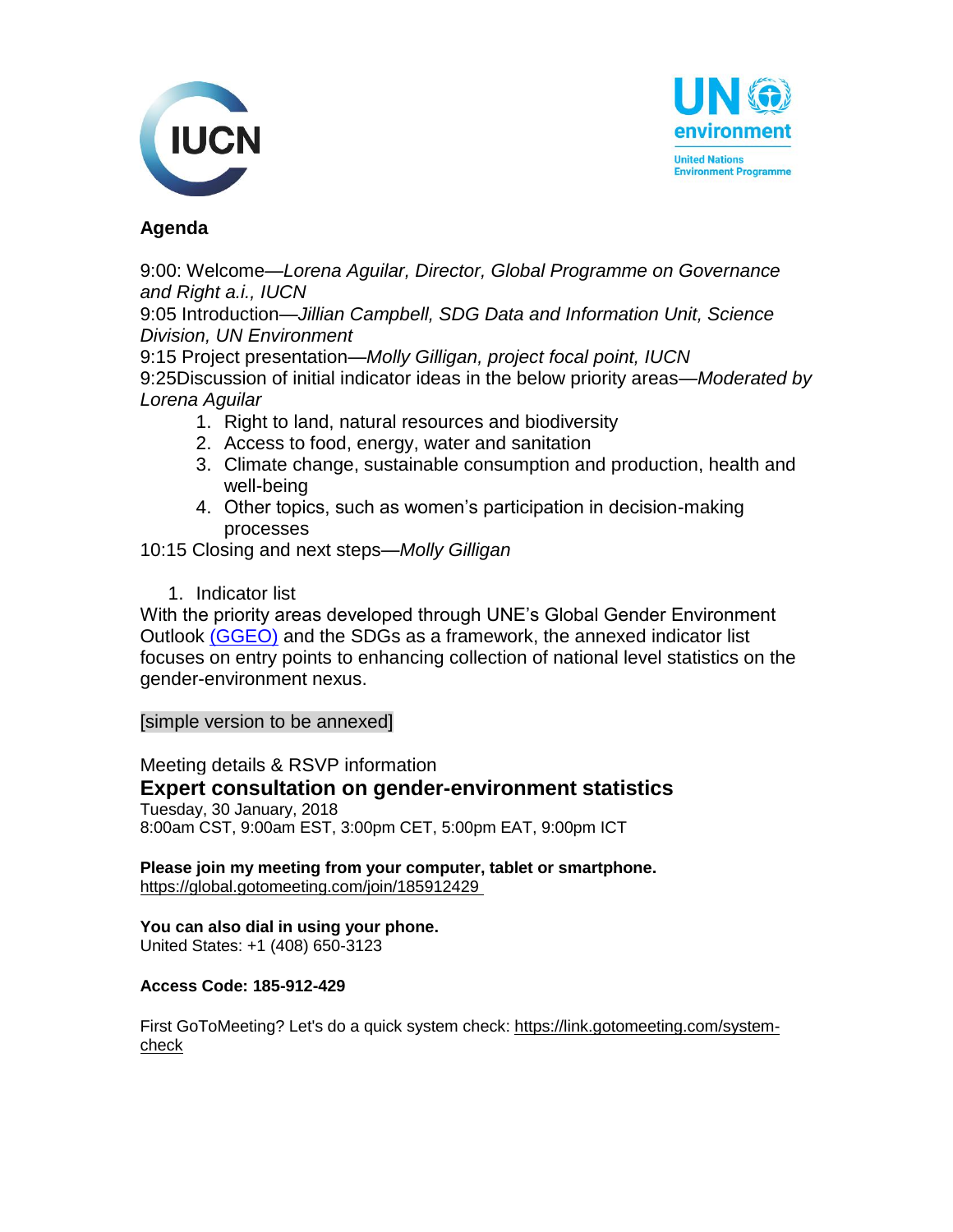## Agenda

9:00: Welcome—*Lorena Aguilar, Director, Global Programme on Governance and Right a.i., IUCN*
9:05 Introduction—*Jillian Campbell, SDG Data and Information Unit, Science Division, UN Environment*
9:15 Project presentation—*Molly Gilligan, project focal point, IUCN*
9:25Discussion of initial indicator ideas in the below priority areas—*Moderated by Lorena Aguilar*

1. Right to land, natural resources and biodiversity
2. Access to food, energy, water and sanitation
3. Climate change, sustainable consumption and production, health and well-being
4. Other topics, such as women's participation in decision-making processes

10:15 Closing and next steps—*Molly Gilligan*

1. Indicator list

With the priority areas developed through UNE's Global Gender Environment Outlook [(GGEO)]() and the SDGs as a framework, the annexed indicator list focuses on entry points to enhancing collection of national level statistics on the gender-environment nexus.

[simple version to be annexed]

Meeting details & RSVP information

### Expert consultation on gender-environment statistics

Tuesday, 30 January, 2018
8:00am CST, 9:00am EST, 3:00pm CET, 5:00pm EAT, 9:00pm ICT

**Please join my meeting from your computer, tablet or smartphone.**
https://global.gotomeeting.com/join/185912429

**You can also dial in using your phone.**
United States: +1 (408) 650-3123

**Access Code: 185-912-429**

First GoToMeeting? Let's do a quick system check: https://link.gotomeeting.com/system-check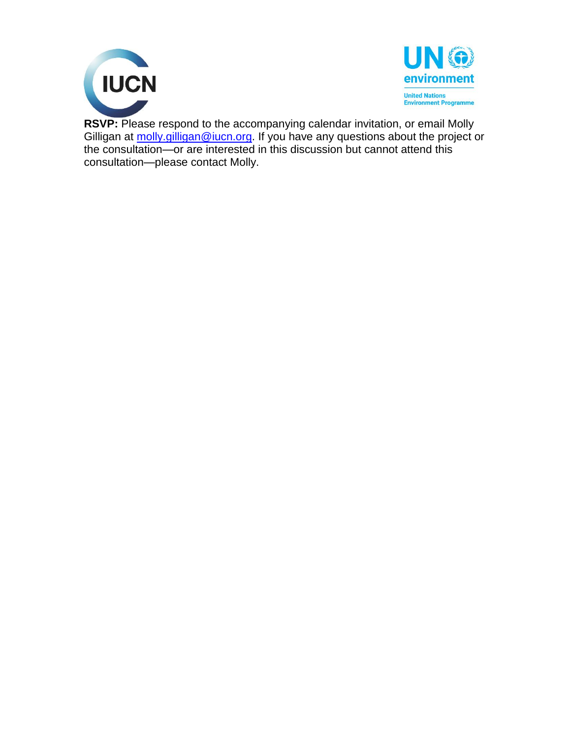**RSVP:** Please respond to the accompanying calendar invitation, or email Molly Gilligan at molly.gilligan@iucn.org. If you have any questions about the project or the consultation—or are interested in this discussion but cannot attend this consultation—please contact Molly.